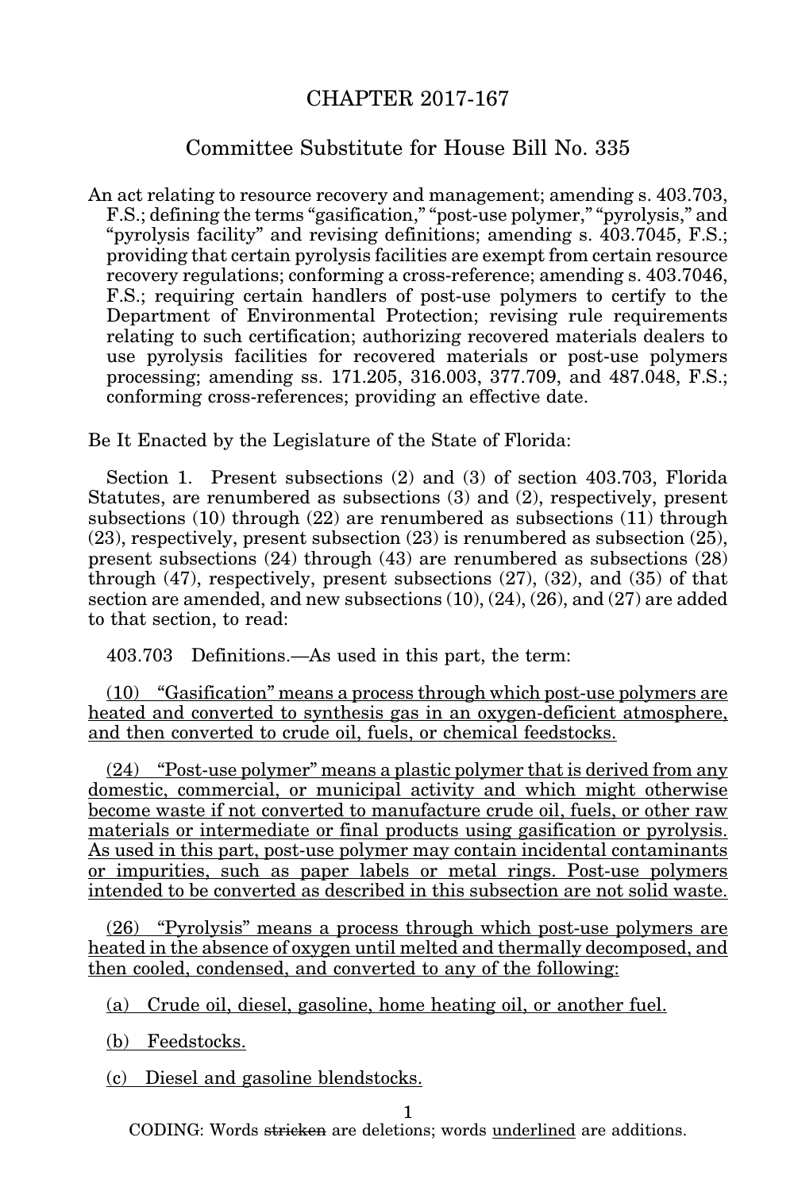# CHAPTER 2017-167

## Committee Substitute for House Bill No. 335

An act relating to resource recovery and management; amending s. 403.703, F.S.; defining the terms "gasification," "post-use polymer," "pyrolysis," and "pyrolysis facility" and revising definitions; amending s. 403.7045, F.S.; providing that certain pyrolysis facilities are exempt from certain resource recovery regulations; conforming a cross-reference; amending s. 403.7046, F.S.; requiring certain handlers of post-use polymers to certify to the Department of Environmental Protection; revising rule requirements relating to such certification; authorizing recovered materials dealers to use pyrolysis facilities for recovered materials or post-use polymers processing; amending ss. 171.205, 316.003, 377.709, and 487.048, F.S.; conforming cross-references; providing an effective date.

Be It Enacted by the Legislature of the State of Florida:

Section 1. Present subsections (2) and (3) of section 403.703, Florida Statutes, are renumbered as subsections (3) and (2), respectively, present subsections (10) through (22) are renumbered as subsections (11) through (23), respectively, present subsection (23) is renumbered as subsection (25), present subsections (24) through (43) are renumbered as subsections (28) through (47), respectively, present subsections (27), (32), and (35) of that section are amended, and new subsections (10), (24), (26), and (27) are added to that section, to read:

403.703 Definitions.—As used in this part, the term:

<u>(10) "Gasification" means a process through which post-use polymers are heated and converted to synthesis gas in an oxygen-deficient atmosphere, and then converted to crude oil, fuels, or chemical feedstocks.</u>

<u>(24) "Post-use polymer" means a plastic polymer that is derived from any domestic, commercial, or municipal activity and which might otherwise become waste if not converted to manufacture crude oil, fuels, or other raw materials or intermediate or final products using gasification or pyrolysis. As used in this part, post-use polymer may contain incidental contaminants or impurities, such as paper labels or metal rings. Post-use polymers intended to be converted as described in this subsection are not solid waste.</u>

<u>(26) "Pyrolysis" means a process through which post-use polymers are heated in the absence of oxygen until melted and thermally decomposed, and then cooled, condensed, and converted to any of the following:</u>

<u>(a) Crude oil, diesel, gasoline, home heating oil, or another fuel.</u>

<u>(b) Feedstocks.</u>

<u>(c) Diesel and gasoline blendstocks.</u>

CODING: Words ~~stricken~~ are deletions; words <u>underlined</u> are additions.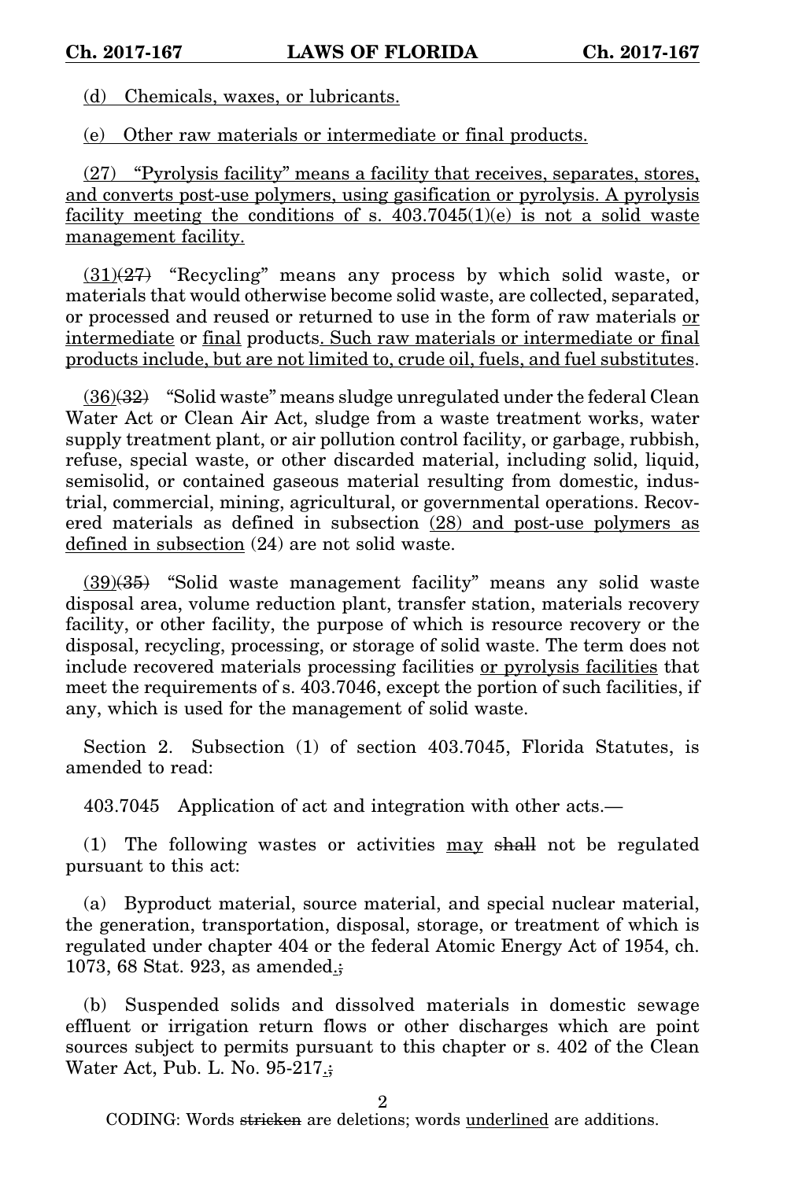(d) Chemicals, waxes, or lubricants.

(e) Other raw materials or intermediate or final products.

(27) "Pyrolysis facility" means a facility that receives, separates, stores, and converts post-use polymers, using gasification or pyrolysis. A pyrolysis facility meeting the conditions of s. 403.7045(1)(e) is not a solid waste management facility.

(31)~~(27)~~ "Recycling" means any process by which solid waste, or materials that would otherwise become solid waste, are collected, separated, or processed and reused or returned to use in the form of raw materials or intermediate or final products. Such raw materials or intermediate or final products include, but are not limited to, crude oil, fuels, and fuel substitutes.

(36)~~(32)~~ "Solid waste" means sludge unregulated under the federal Clean Water Act or Clean Air Act, sludge from a waste treatment works, water supply treatment plant, or air pollution control facility, or garbage, rubbish, refuse, special waste, or other discarded material, including solid, liquid, semisolid, or contained gaseous material resulting from domestic, industrial, commercial, mining, agricultural, or governmental operations. Recovered materials as defined in subsection (28) and post-use polymers as defined in subsection (24) are not solid waste.

(39)~~(35)~~ "Solid waste management facility" means any solid waste disposal area, volume reduction plant, transfer station, materials recovery facility, or other facility, the purpose of which is resource recovery or the disposal, recycling, processing, or storage of solid waste. The term does not include recovered materials processing facilities or pyrolysis facilities that meet the requirements of s. 403.7046, except the portion of such facilities, if any, which is used for the management of solid waste.

Section 2. Subsection (1) of section 403.7045, Florida Statutes, is amended to read:

403.7045 Application of act and integration with other acts.—

(1) The following wastes or activities may ~~shall~~ not be regulated pursuant to this act:

(a) Byproduct material, source material, and special nuclear material, the generation, transportation, disposal, storage, or treatment of which is regulated under chapter 404 or the federal Atomic Energy Act of 1954, ch. 1073, 68 Stat. 923, as amended.~~;~~

(b) Suspended solids and dissolved materials in domestic sewage effluent or irrigation return flows or other discharges which are point sources subject to permits pursuant to this chapter or s. 402 of the Clean Water Act, Pub. L. No. 95-217.~~;~~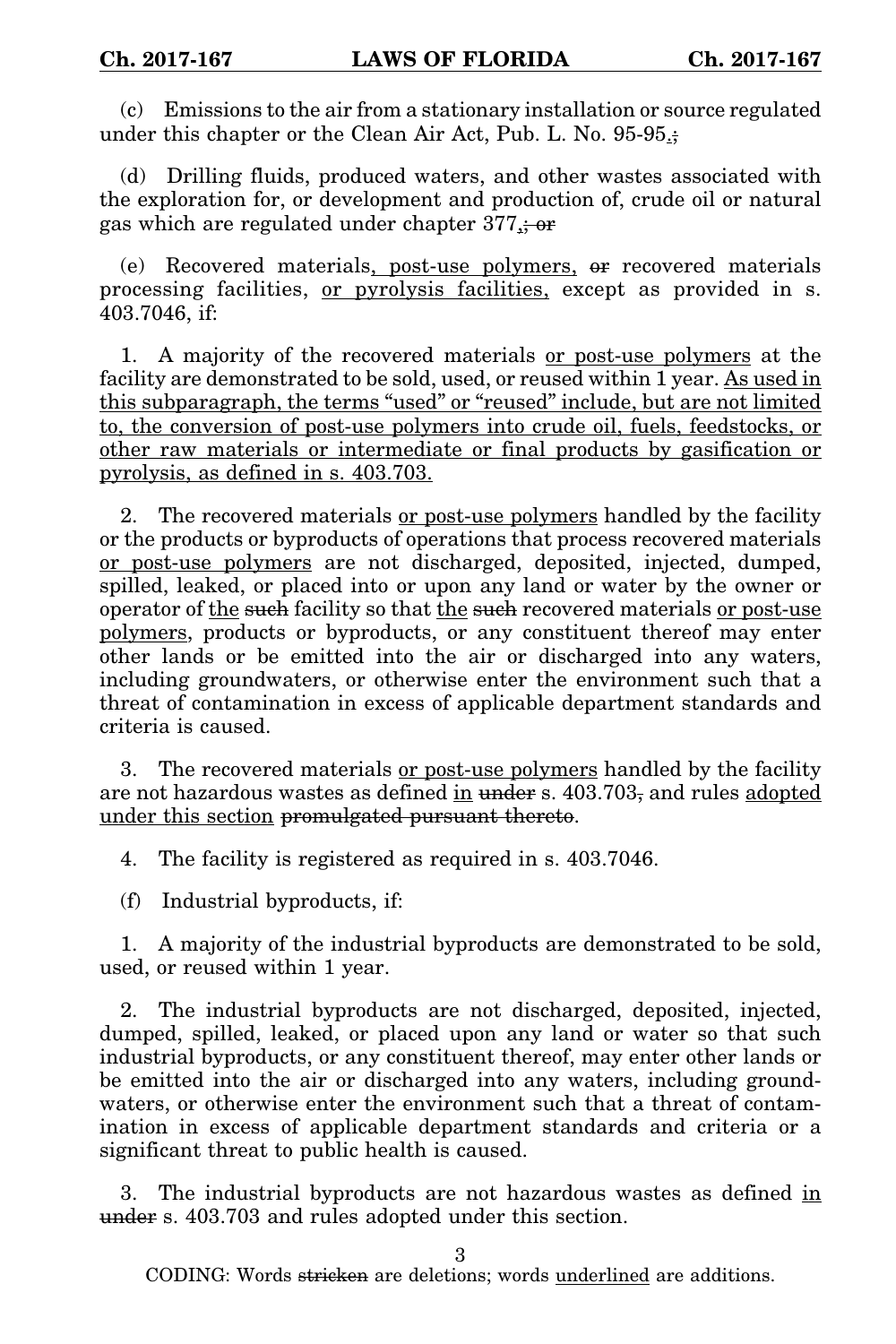(c) Emissions to the air from a stationary installation or source regulated under this chapter or the Clean Air Act, Pub. L. No. 95-95.;

(d) Drilling fluids, produced waters, and other wastes associated with the exploration for, or development and production of, crude oil or natural gas which are regulated under chapter 377.; or

(e) Recovered materials, post-use polymers, or recovered materials processing facilities, or pyrolysis facilities, except as provided in s. 403.7046, if:

1. A majority of the recovered materials or post-use polymers at the facility are demonstrated to be sold, used, or reused within 1 year. As used in this subparagraph, the terms "used" or "reused" include, but are not limited to, the conversion of post-use polymers into crude oil, fuels, feedstocks, or other raw materials or intermediate or final products by gasification or pyrolysis, as defined in s. 403.703.

2. The recovered materials or post-use polymers handled by the facility or the products or byproducts of operations that process recovered materials or post-use polymers are not discharged, deposited, injected, dumped, spilled, leaked, or placed into or upon any land or water by the owner or operator of the such facility so that the such recovered materials or post-use polymers, products or byproducts, or any constituent thereof may enter other lands or be emitted into the air or discharged into any waters, including groundwaters, or otherwise enter the environment such that a threat of contamination in excess of applicable department standards and criteria is caused.

3. The recovered materials or post-use polymers handled by the facility are not hazardous wastes as defined in under s. 403.703, and rules adopted under this section promulgated pursuant thereto.

4. The facility is registered as required in s. 403.7046.

(f) Industrial byproducts, if:

1. A majority of the industrial byproducts are demonstrated to be sold, used, or reused within 1 year.

2. The industrial byproducts are not discharged, deposited, injected, dumped, spilled, leaked, or placed upon any land or water so that such industrial byproducts, or any constituent thereof, may enter other lands or be emitted into the air or discharged into any waters, including groundwaters, or otherwise enter the environment such that a threat of contamination in excess of applicable department standards and criteria or a significant threat to public health is caused.

3. The industrial byproducts are not hazardous wastes as defined in under s. 403.703 and rules adopted under this section.

CODING: Words stricken are deletions; words underlined are additions.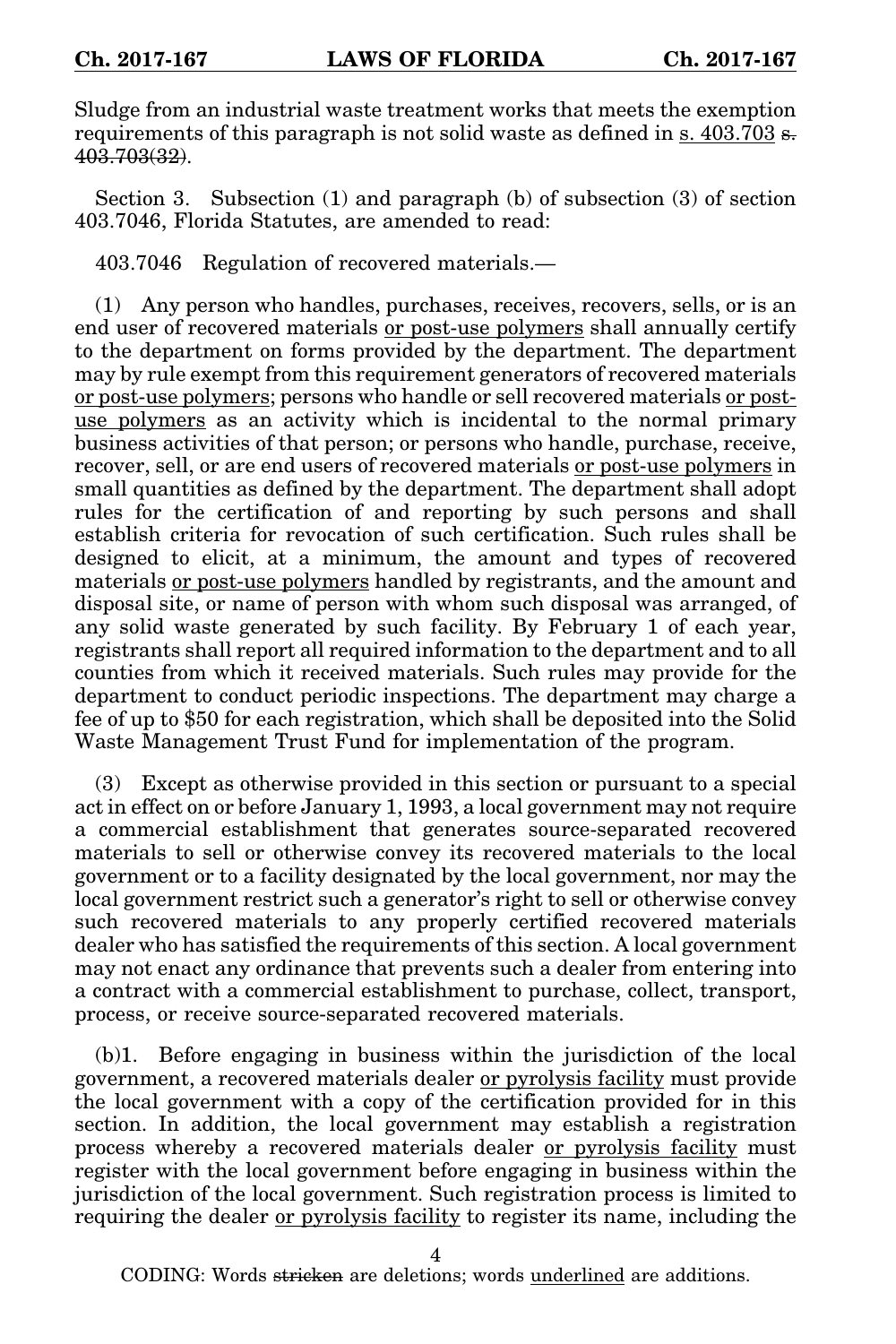Sludge from an industrial waste treatment works that meets the exemption requirements of this paragraph is not solid waste as defined in <u>s. 403.703</u> ~~s. 403.703(32)~~.

Section 3. Subsection (1) and paragraph (b) of subsection (3) of section 403.7046, Florida Statutes, are amended to read:

403.7046 Regulation of recovered materials.—

(1) Any person who handles, purchases, receives, recovers, sells, or is an end user of recovered materials <u>or post-use polymers</u> shall annually certify to the department on forms provided by the department. The department may by rule exempt from this requirement generators of recovered materials <u>or post-use polymers</u>; persons who handle or sell recovered materials <u>or post-use polymers</u> as an activity which is incidental to the normal primary business activities of that person; or persons who handle, purchase, receive, recover, sell, or are end users of recovered materials <u>or post-use polymers</u> in small quantities as defined by the department. The department shall adopt rules for the certification of and reporting by such persons and shall establish criteria for revocation of such certification. Such rules shall be designed to elicit, at a minimum, the amount and types of recovered materials <u>or post-use polymers</u> handled by registrants, and the amount and disposal site, or name of person with whom such disposal was arranged, of any solid waste generated by such facility. By February 1 of each year, registrants shall report all required information to the department and to all counties from which it received materials. Such rules may provide for the department to conduct periodic inspections. The department may charge a fee of up to $50 for each registration, which shall be deposited into the Solid Waste Management Trust Fund for implementation of the program.

(3) Except as otherwise provided in this section or pursuant to a special act in effect on or before January 1, 1993, a local government may not require a commercial establishment that generates source-separated recovered materials to sell or otherwise convey its recovered materials to the local government or to a facility designated by the local government, nor may the local government restrict such a generator's right to sell or otherwise convey such recovered materials to any properly certified recovered materials dealer who has satisfied the requirements of this section. A local government may not enact any ordinance that prevents such a dealer from entering into a contract with a commercial establishment to purchase, collect, transport, process, or receive source-separated recovered materials.

(b)1. Before engaging in business within the jurisdiction of the local government, a recovered materials dealer <u>or pyrolysis facility</u> must provide the local government with a copy of the certification provided for in this section. In addition, the local government may establish a registration process whereby a recovered materials dealer <u>or pyrolysis facility</u> must register with the local government before engaging in business within the jurisdiction of the local government. Such registration process is limited to requiring the dealer <u>or pyrolysis facility</u> to register its name, including the

CODING: Words ~~stricken~~ are deletions; words <u>underlined</u> are additions.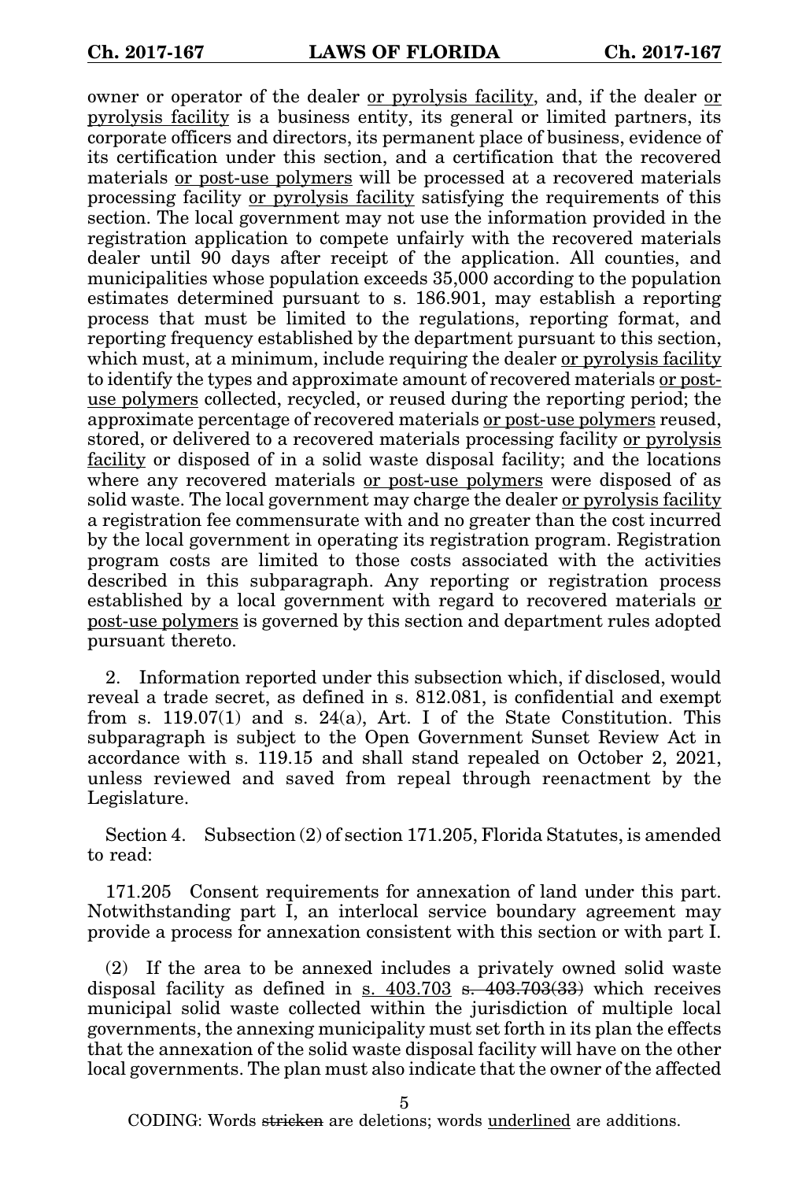owner or operator of the dealer <u>or pyrolysis facility</u>, and, if the dealer <u>or pyrolysis facility</u> is a business entity, its general or limited partners, its corporate officers and directors, its permanent place of business, evidence of its certification under this section, and a certification that the recovered materials <u>or post-use polymers</u> will be processed at a recovered materials processing facility <u>or pyrolysis facility</u> satisfying the requirements of this section. The local government may not use the information provided in the registration application to compete unfairly with the recovered materials dealer until 90 days after receipt of the application. All counties, and municipalities whose population exceeds 35,000 according to the population estimates determined pursuant to s. 186.901, may establish a reporting process that must be limited to the regulations, reporting format, and reporting frequency established by the department pursuant to this section, which must, at a minimum, include requiring the dealer <u>or pyrolysis facility</u> to identify the types and approximate amount of recovered materials <u>or post-use polymers</u> collected, recycled, or reused during the reporting period; the approximate percentage of recovered materials <u>or post-use polymers</u> reused, stored, or delivered to a recovered materials processing facility <u>or pyrolysis facility</u> or disposed of in a solid waste disposal facility; and the locations where any recovered materials <u>or post-use polymers</u> were disposed of as solid waste. The local government may charge the dealer <u>or pyrolysis facility</u> a registration fee commensurate with and no greater than the cost incurred by the local government in operating its registration program. Registration program costs are limited to those costs associated with the activities described in this subparagraph. Any reporting or registration process established by a local government with regard to recovered materials <u>or post-use polymers</u> is governed by this section and department rules adopted pursuant thereto.

2. Information reported under this subsection which, if disclosed, would reveal a trade secret, as defined in s. 812.081, is confidential and exempt from s. 119.07(1) and s. 24(a), Art. I of the State Constitution. This subparagraph is subject to the Open Government Sunset Review Act in accordance with s. 119.15 and shall stand repealed on October 2, 2021, unless reviewed and saved from repeal through reenactment by the Legislature.

Section 4. Subsection (2) of section 171.205, Florida Statutes, is amended to read:

171.205 Consent requirements for annexation of land under this part. Notwithstanding part I, an interlocal service boundary agreement may provide a process for annexation consistent with this section or with part I.

(2) If the area to be annexed includes a privately owned solid waste disposal facility as defined in <u>s. 403.703</u> ~~s. 403.703(33)~~ which receives municipal solid waste collected within the jurisdiction of multiple local governments, the annexing municipality must set forth in its plan the effects that the annexation of the solid waste disposal facility will have on the other local governments. The plan must also indicate that the owner of the affected

CODING: Words ~~stricken~~ are deletions; words <u>underlined</u> are additions.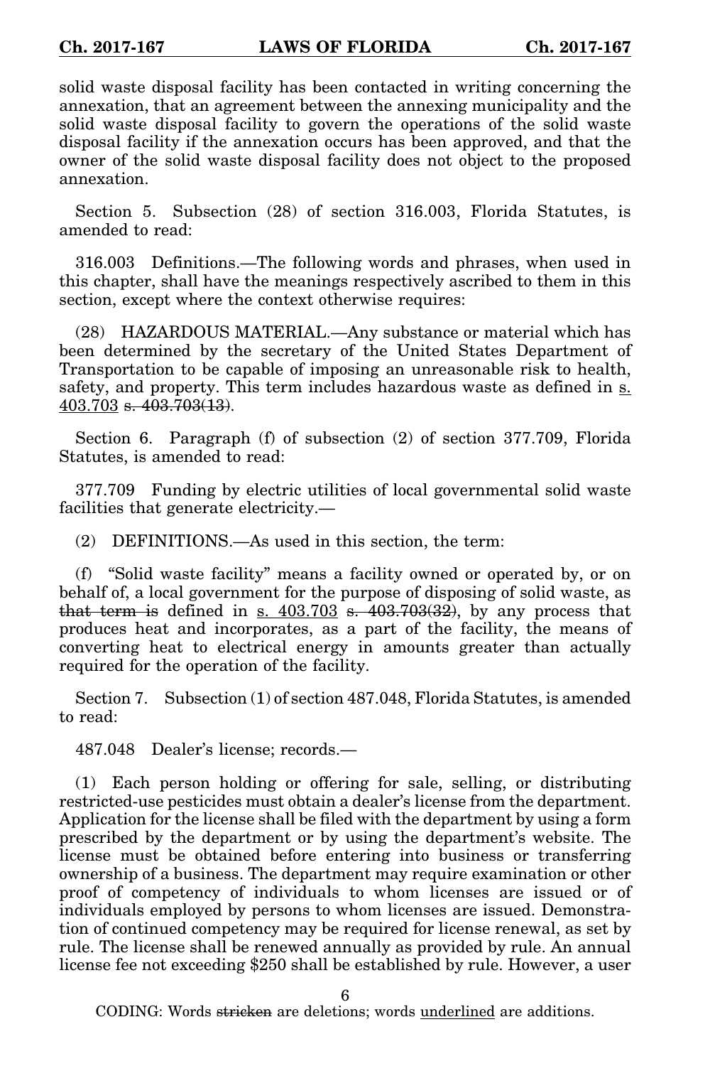solid waste disposal facility has been contacted in writing concerning the annexation, that an agreement between the annexing municipality and the solid waste disposal facility to govern the operations of the solid waste disposal facility if the annexation occurs has been approved, and that the owner of the solid waste disposal facility does not object to the proposed annexation.

Section 5. Subsection (28) of section 316.003, Florida Statutes, is amended to read:

316.003 Definitions.—The following words and phrases, when used in this chapter, shall have the meanings respectively ascribed to them in this section, except where the context otherwise requires:

(28) HAZARDOUS MATERIAL.—Any substance or material which has been determined by the secretary of the United States Department of Transportation to be capable of imposing an unreasonable risk to health, safety, and property. This term includes hazardous waste as defined in <u>s. 403.703</u> ~~s. 403.703(13)~~.

Section 6. Paragraph (f) of subsection (2) of section 377.709, Florida Statutes, is amended to read:

377.709 Funding by electric utilities of local governmental solid waste facilities that generate electricity.—

(2) DEFINITIONS.—As used in this section, the term:

(f) "Solid waste facility" means a facility owned or operated by, or on behalf of, a local government for the purpose of disposing of solid waste, as ~~that term is~~ defined in <u>s. 403.703</u> ~~s. 403.703(32)~~, by any process that produces heat and incorporates, as a part of the facility, the means of converting heat to electrical energy in amounts greater than actually required for the operation of the facility.

Section 7. Subsection (1) of section 487.048, Florida Statutes, is amended to read:

487.048 Dealer's license; records.—

(1) Each person holding or offering for sale, selling, or distributing restricted-use pesticides must obtain a dealer's license from the department. Application for the license shall be filed with the department by using a form prescribed by the department or by using the department's website. The license must be obtained before entering into business or transferring ownership of a business. The department may require examination or other proof of competency of individuals to whom licenses are issued or of individuals employed by persons to whom licenses are issued. Demonstration of continued competency may be required for license renewal, as set by rule. The license shall be renewed annually as provided by rule. An annual license fee not exceeding $250 shall be established by rule. However, a user

CODING: Words ~~stricken~~ are deletions; words <u>underlined</u> are additions.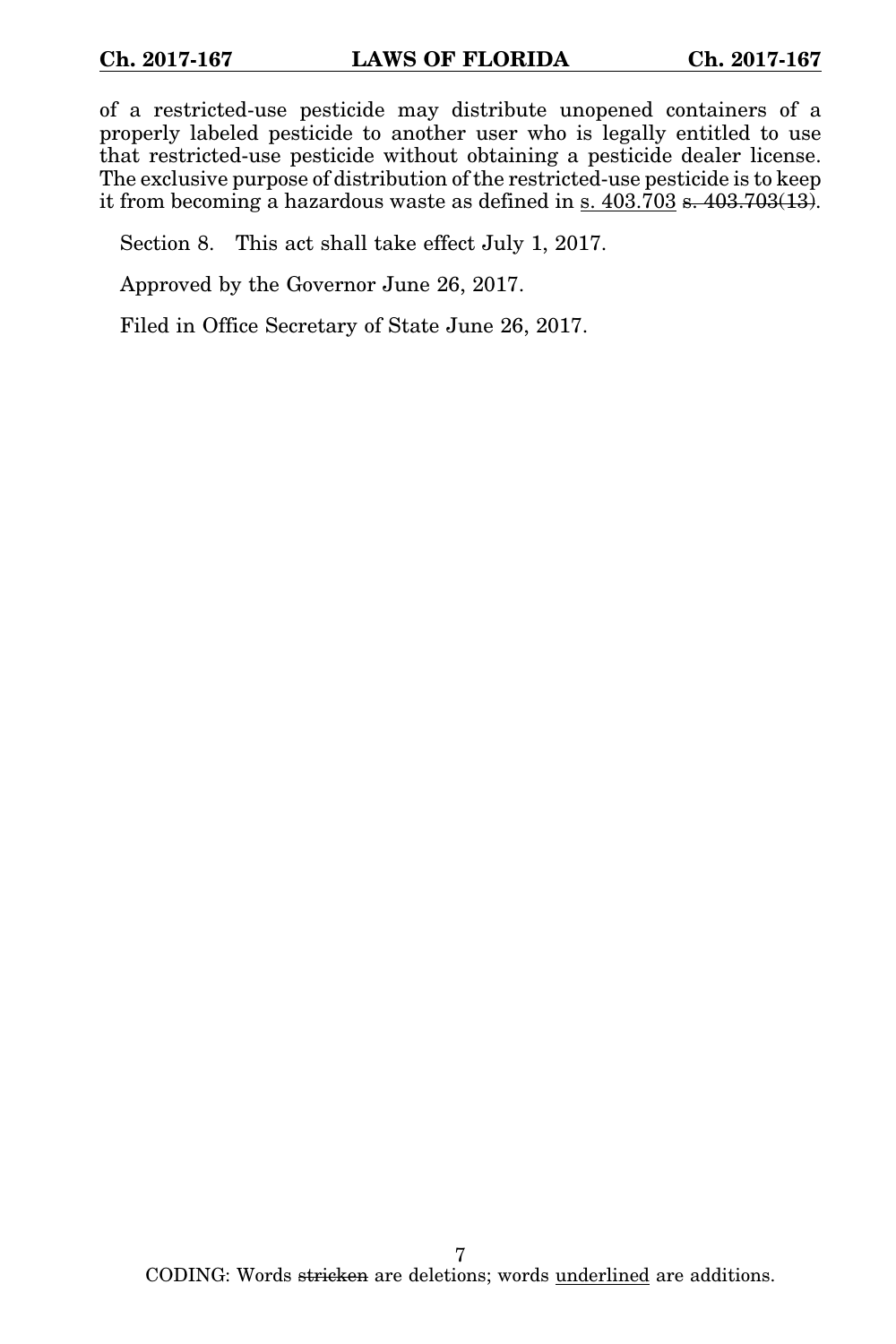of a restricted-use pesticide may distribute unopened containers of a properly labeled pesticide to another user who is legally entitled to use that restricted-use pesticide without obtaining a pesticide dealer license. The exclusive purpose of distribution of the restricted-use pesticide is to keep it from becoming a hazardous waste as defined in <u>s. 403.703</u> ~~s. 403.703(13)~~.

Section 8. This act shall take effect July 1, 2017.

Approved by the Governor June 26, 2017.

Filed in Office Secretary of State June 26, 2017.